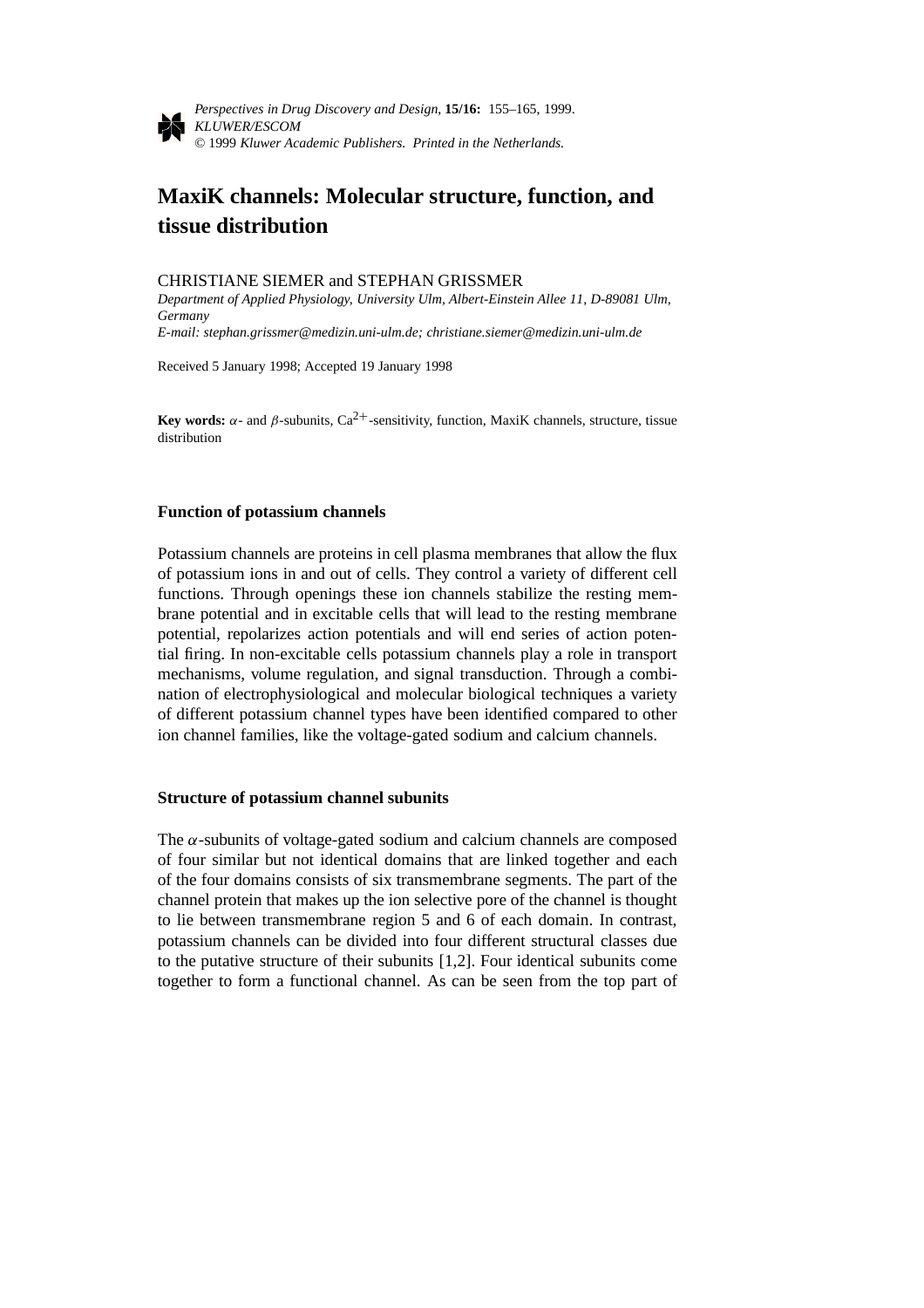# MaxiK channels: Molecular structure, function, and tissue distribution

CHRISTIANE SIEMER and STEPHAN GRISSMER

*Department of Applied Physiology, University Ulm, Albert-Einstein Allee 11, D-89081 Ulm, Germany*
*E-mail: stephan.grissmer@medizin.uni-ulm.de; christiane.siemer@medizin.uni-ulm.de*

Received 5 January 1998; Accepted 19 January 1998

**Key words:** $\alpha$- and $\beta$-subunits, $Ca^{2+}$-sensitivity, function, MaxiK channels, structure, tissue distribution

## Function of potassium channels

Potassium channels are proteins in cell plasma membranes that allow the flux of potassium ions in and out of cells. They control a variety of different cell functions. Through openings these ion channels stabilize the resting membrane potential and in excitable cells that will lead to the resting membrane potential, repolarizes action potentials and will end series of action potential firing. In non-excitable cells potassium channels play a role in transport mechanisms, volume regulation, and signal transduction. Through a combination of electrophysiological and molecular biological techniques a variety of different potassium channel types have been identified compared to other ion channel families, like the voltage-gated sodium and calcium channels.

## Structure of potassium channel subunits

The $\alpha$-subunits of voltage-gated sodium and calcium channels are composed of four similar but not identical domains that are linked together and each of the four domains consists of six transmembrane segments. The part of the channel protein that makes up the ion selective pore of the channel is thought to lie between transmembrane region 5 and 6 of each domain. In contrast, potassium channels can be divided into four different structural classes due to the putative structure of their subunits [1,2]. Four identical subunits come together to form a functional channel. As can be seen from the top part of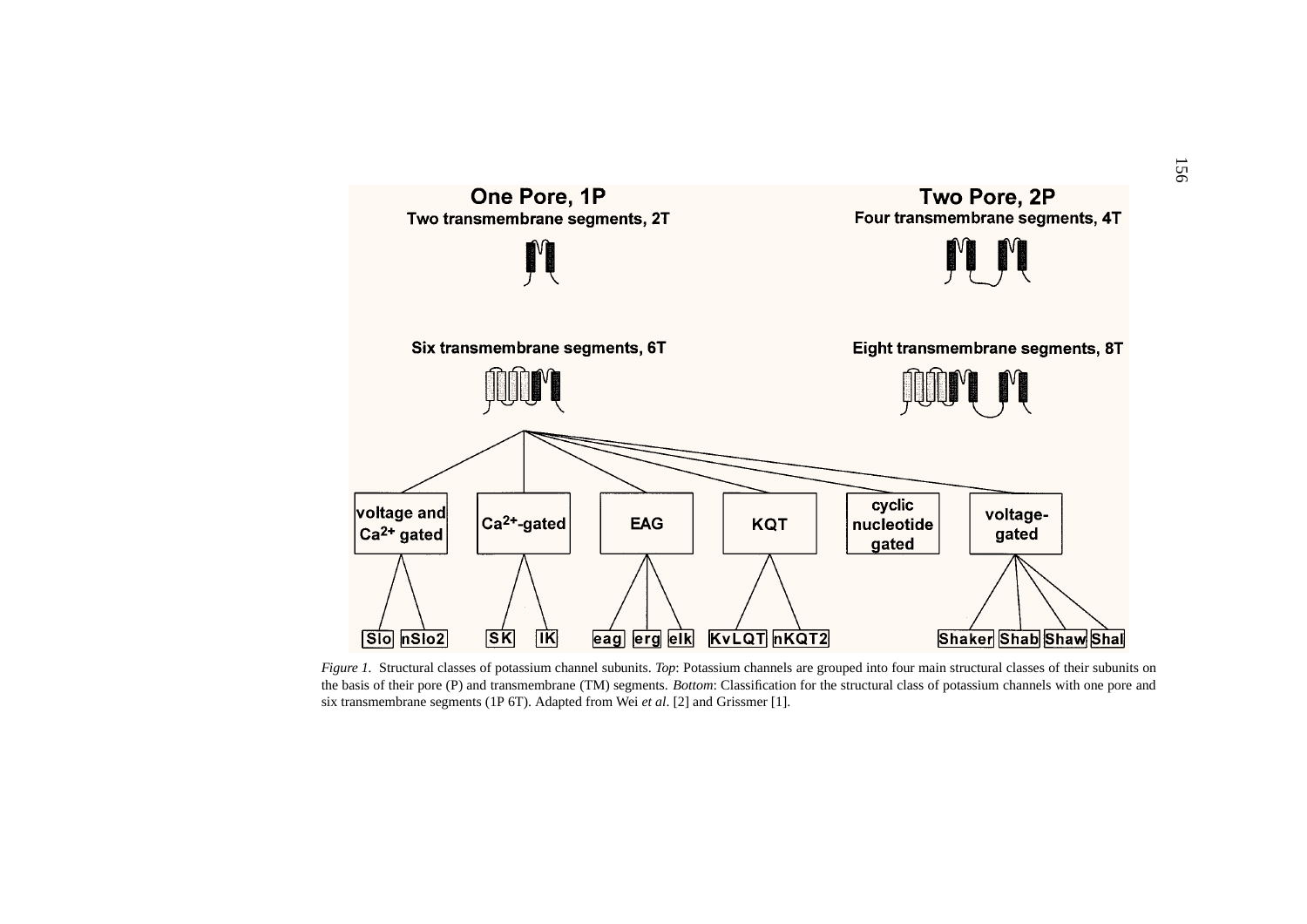*Figure 1.* Structural classes of potassium channel subunits. *Top*: Potassium channels are grouped into four main structural classes of their subunits on the basis of their pore (P) and transmembrane (TM) segments. *Bottom*: Classification for the structural class of potassium channels with one pore and six transmembrane segments (1P 6T). Adapted from Wei *et al*. [2] and Grissmer [1].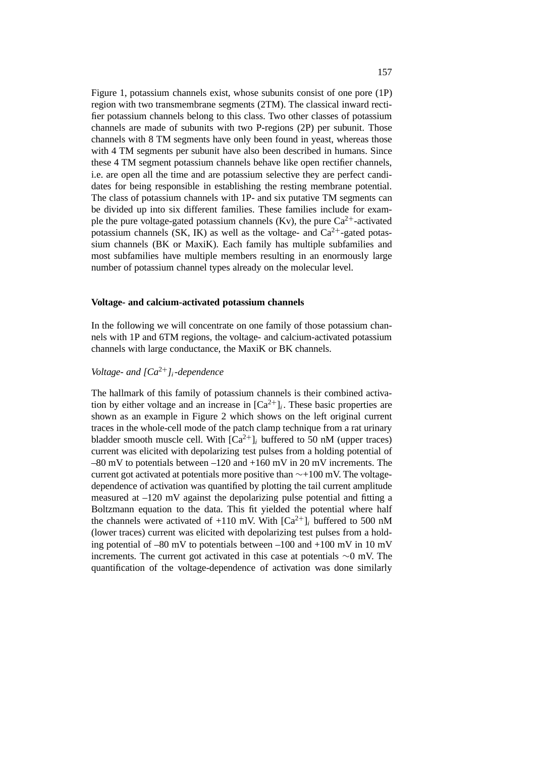Figure 1, potassium channels exist, whose subunits consist of one pore (1P) region with two transmembrane segments (2TM). The classical inward rectifier potassium channels belong to this class. Two other classes of potassium channels are made of subunits with two P-regions (2P) per subunit. Those channels with 8 TM segments have only been found in yeast, whereas those with 4 TM segments per subunit have also been described in humans. Since these 4 TM segment potassium channels behave like open rectifier channels, i.e. are open all the time and are potassium selective they are perfect candidates for being responsible in establishing the resting membrane potential. The class of potassium channels with 1P- and six putative TM segments can be divided up into six different families. These families include for example the pure voltage-gated potassium channels (Kv), the pure $Ca^{2+}$-activated potassium channels (SK, IK) as well as the voltage- and $Ca^{2+}$-gated potassium channels (BK or MaxiK). Each family has multiple subfamilies and most subfamilies have multiple members resulting in an enormously large number of potassium channel types already on the molecular level.

## Voltage- and calcium-activated potassium channels

In the following we will concentrate on one family of those potassium channels with 1P and 6TM regions, the voltage- and calcium-activated potassium channels with large conductance, the MaxiK or BK channels.

### *Voltage- and $[Ca^{2+}]_i$-dependence*

The hallmark of this family of potassium channels is their combined activation by either voltage and an increase in $[Ca^{2+}]_i$. These basic properties are shown as an example in Figure 2 which shows on the left original current traces in the whole-cell mode of the patch clamp technique from a rat urinary bladder smooth muscle cell. With $[Ca^{2+}]_i$ buffered to 50 nM (upper traces) current was elicited with depolarizing test pulses from a holding potential of –80 mV to potentials between –120 and +160 mV in 20 mV increments. The current got activated at potentials more positive than ~+100 mV. The voltage-dependence of activation was quantified by plotting the tail current amplitude measured at –120 mV against the depolarizing pulse potential and fitting a Boltzmann equation to the data. This fit yielded the potential where half the channels were activated of +110 mV. With $[Ca^{2+}]_i$ buffered to 500 nM (lower traces) current was elicited with depolarizing test pulses from a holding potential of –80 mV to potentials between –100 and +100 mV in 10 mV increments. The current got activated in this case at potentials ~0 mV. The quantification of the voltage-dependence of activation was done similarly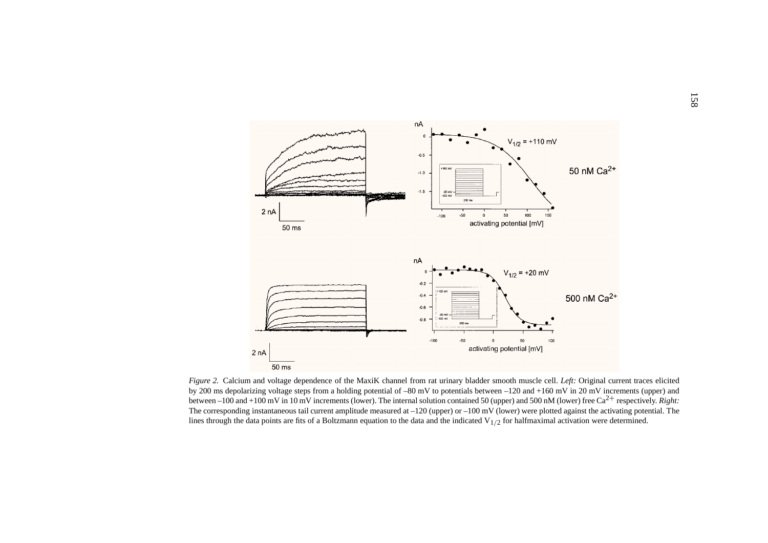*Figure 2.* Calcium and voltage dependence of the MaxiK channel from rat urinary bladder smooth muscle cell. *Left:* Original current traces elicited by 200 ms depolarizing voltage steps from a holding potential of –80 mV to potentials between –120 and +160 mV in 20 mV increments (upper) and between –100 and +100 mV in 10 mV increments (lower). The internal solution contained 50 (upper) and 500 nM (lower) free $Ca^{2+}$ respectively. *Right:* The corresponding instantaneous tail current amplitude measured at –120 (upper) or –100 mV (lower) were plotted against the activating potential. The lines through the data points are fits of a Boltzmann equation to the data and the indicated $V_{1/2}$ for halfmaximal activation were determined.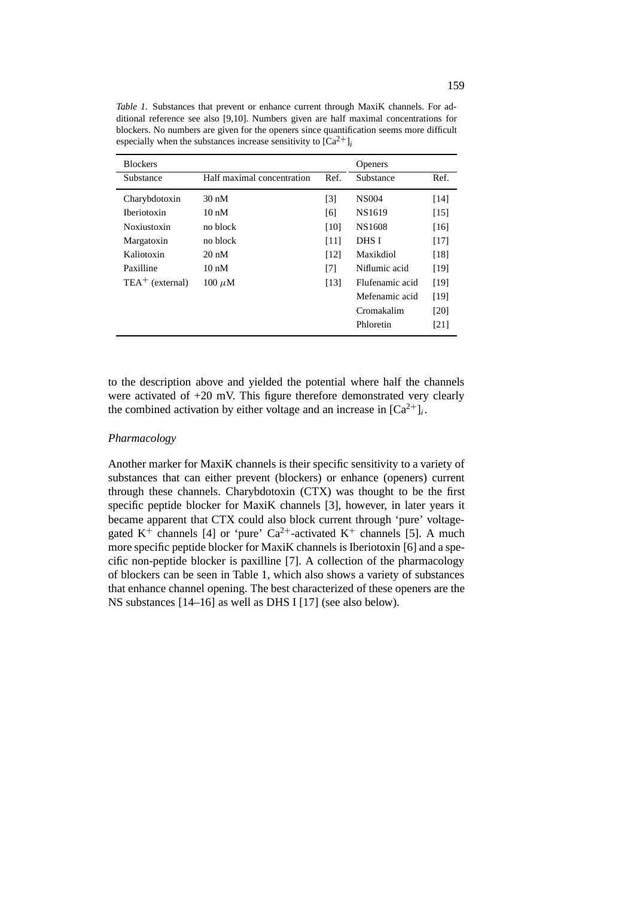*Table 1.* Substances that prevent or enhance current through MaxiK channels. For additional reference see also [9,10]. Numbers given are half maximal concentrations for blockers. No numbers are given for the openers since quantification seems more difficult especially when the substances increase sensitivity to $[Ca^{2+}]_i$

| Blockers | | | Openers | |
|---|---|---|---|---|
| Substance | Half maximal concentration | Ref. | Substance | Ref. |
| Charybdotoxin | 30 nM | [3] | NS004 | [14] |
| Iberiotoxin | 10 nM | [6] | NS1619 | [15] |
| Noxiustoxin | no block | [10] | NS1608 | [16] |
| Margatoxin | no block | [11] | DHS I | [17] |
| Kaliotoxin | 20 nM | [12] | Maxikdiol | [18] |
| Paxilline | 10 nM | [7] | Niflumic acid | [19] |
| $TEA^+$ (external) | 100 $\mu$M | [13] | Flufenamic acid | [19] |
| | | | Mefenamic acid | [19] |
| | | | Cromakalim | [20] |
| | | | Phloretin | [21] |

to the description above and yielded the potential where half the channels were activated of +20 mV. This figure therefore demonstrated very clearly the combined activation by either voltage and an increase in $[Ca^{2+}]_i$.

*Pharmacology*

Another marker for MaxiK channels is their specific sensitivity to a variety of substances that can either prevent (blockers) or enhance (openers) current through these channels. Charybdotoxin (CTX) was thought to be the first specific peptide blocker for MaxiK channels [3], however, in later years it became apparent that CTX could also block current through 'pure' voltage-gated $K^+$ channels [4] or 'pure' $Ca^{2+}$-activated $K^+$ channels [5]. A much more specific peptide blocker for MaxiK channels is Iberiotoxin [6] and a specific non-peptide blocker is paxilline [7]. A collection of the pharmacology of blockers can be seen in Table 1, which also shows a variety of substances that enhance channel opening. The best characterized of these openers are the NS substances [14–16] as well as DHS I [17] (see also below).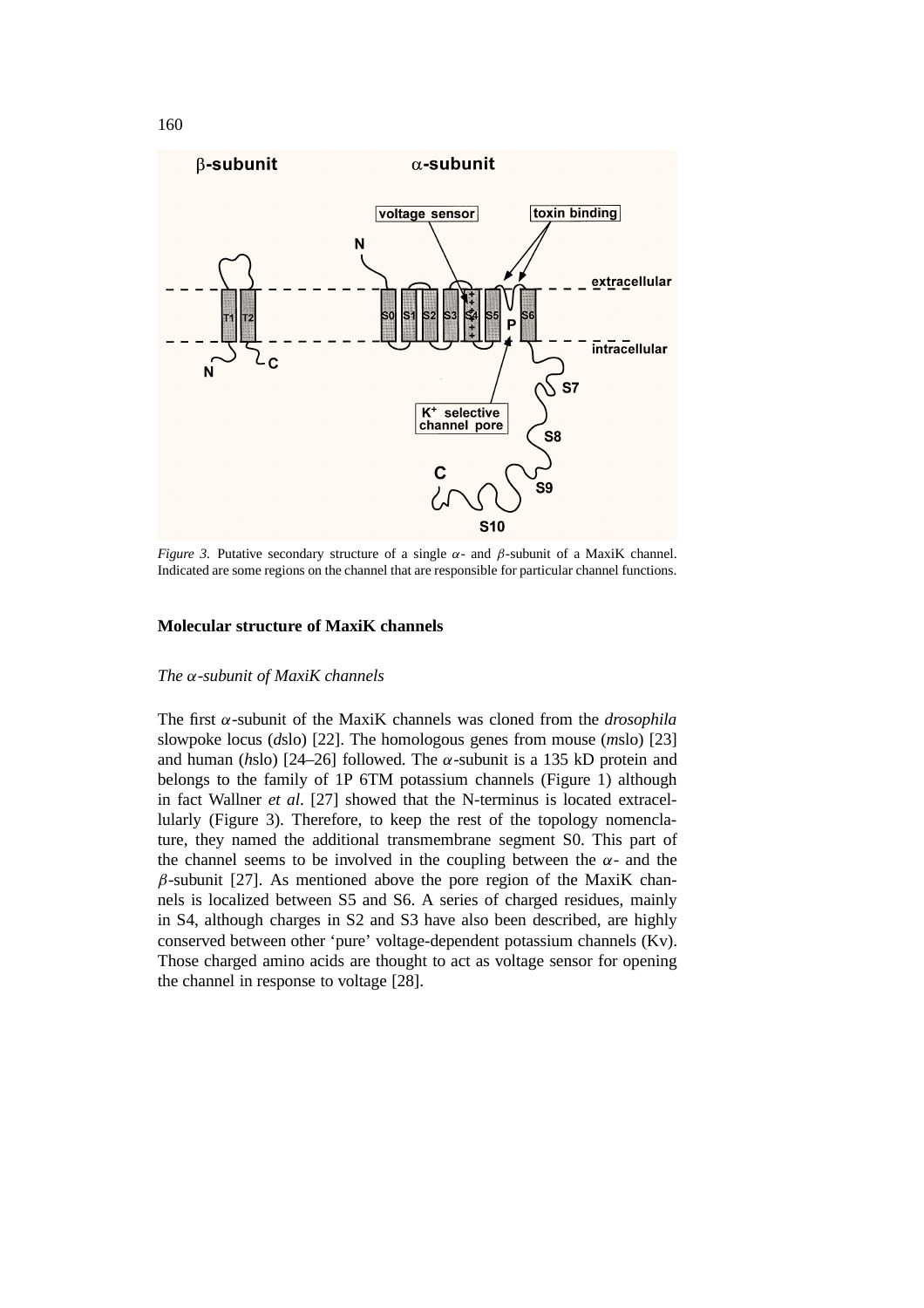*Figure 3.* Putative secondary structure of a single $\alpha$- and $\beta$-subunit of a MaxiK channel. Indicated are some regions on the channel that are responsible for particular channel functions.

## Molecular structure of MaxiK channels

### *The $\alpha$-subunit of MaxiK channels*

The first $\alpha$-subunit of the MaxiK channels was cloned from the *drosophila* slowpoke locus (*d*slo) [22]. The homologous genes from mouse (*m*slo) [23] and human (*h*slo) [24–26] followed. The $\alpha$-subunit is a 135 kD protein and belongs to the family of 1P 6TM potassium channels (Figure 1) although in fact Wallner *et al*. [27] showed that the N-terminus is located extracellularly (Figure 3). Therefore, to keep the rest of the topology nomenclature, they named the additional transmembrane segment S0. This part of the channel seems to be involved in the coupling between the $\alpha$- and the $\beta$-subunit [27]. As mentioned above the pore region of the MaxiK channels is localized between S5 and S6. A series of charged residues, mainly in S4, although charges in S2 and S3 have also been described, are highly conserved between other 'pure' voltage-dependent potassium channels (Kv). Those charged amino acids are thought to act as voltage sensor for opening the channel in response to voltage [28].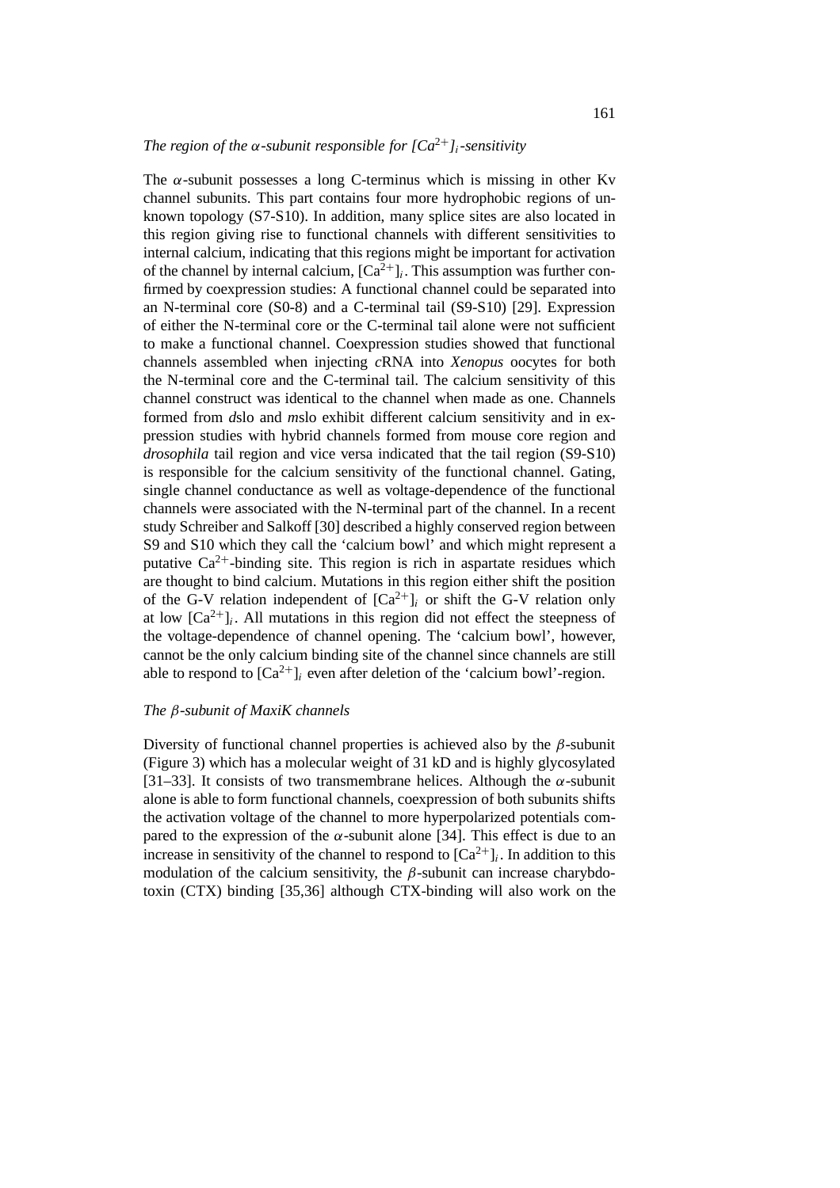### *The region of the α-subunit responsible for $[Ca^{2+}]_i$-sensitivity*

The $\alpha$-subunit possesses a long C-terminus which is missing in other Kv channel subunits. This part contains four more hydrophobic regions of unknown topology (S7-S10). In addition, many splice sites are also located in this region giving rise to functional channels with different sensitivities to internal calcium, indicating that this regions might be important for activation of the channel by internal calcium, $[Ca^{2+}]_i$. This assumption was further confirmed by coexpression studies: A functional channel could be separated into an N-terminal core (S0-8) and a C-terminal tail (S9-S10) [29]. Expression of either the N-terminal core or the C-terminal tail alone were not sufficient to make a functional channel. Coexpression studies showed that functional channels assembled when injecting *c*RNA into *Xenopus* oocytes for both the N-terminal core and the C-terminal tail. The calcium sensitivity of this channel construct was identical to the channel when made as one. Channels formed from *d*slo and *m*slo exhibit different calcium sensitivity and in expression studies with hybrid channels formed from mouse core region and *drosophila* tail region and vice versa indicated that the tail region (S9-S10) is responsible for the calcium sensitivity of the functional channel. Gating, single channel conductance as well as voltage-dependence of the functional channels were associated with the N-terminal part of the channel. In a recent study Schreiber and Salkoff [30] described a highly conserved region between S9 and S10 which they call the 'calcium bowl' and which might represent a putative $Ca^{2+}$-binding site. This region is rich in aspartate residues which are thought to bind calcium. Mutations in this region either shift the position of the G-V relation independent of $[Ca^{2+}]_i$ or shift the G-V relation only at low $[Ca^{2+}]_i$. All mutations in this region did not effect the steepness of the voltage-dependence of channel opening. The 'calcium bowl', however, cannot be the only calcium binding site of the channel since channels are still able to respond to $[Ca^{2+}]_i$ even after deletion of the 'calcium bowl'-region.

### *The β-subunit of MaxiK channels*

Diversity of functional channel properties is achieved also by the $\beta$-subunit (Figure 3) which has a molecular weight of 31 kD and is highly glycosylated [31–33]. It consists of two transmembrane helices. Although the $\alpha$-subunit alone is able to form functional channels, coexpression of both subunits shifts the activation voltage of the channel to more hyperpolarized potentials compared to the expression of the $\alpha$-subunit alone [34]. This effect is due to an increase in sensitivity of the channel to respond to $[Ca^{2+}]_i$. In addition to this modulation of the calcium sensitivity, the $\beta$-subunit can increase charybdotoxin (CTX) binding [35,36] although CTX-binding will also work on the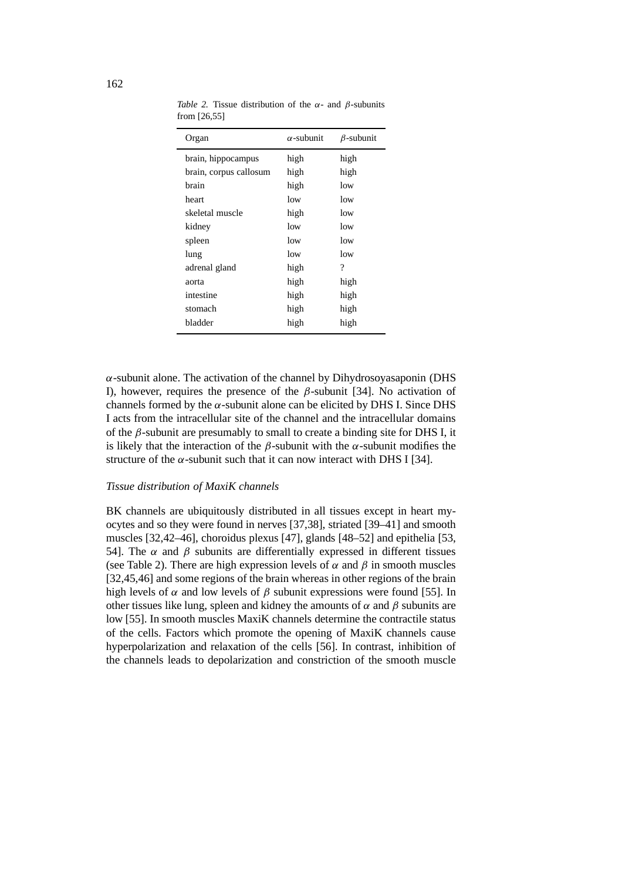*Table 2.* Tissue distribution of the $\alpha$- and $\beta$-subunits from [26,55]

| Organ | $\alpha$-subunit | $\beta$-subunit |
|---|---|---|
| brain, hippocampus | high | high |
| brain, corpus callosum | high | high |
| brain | high | low |
| heart | low | low |
| skeletal muscle | high | low |
| kidney | low | low |
| spleen | low | low |
| lung | low | low |
| adrenal gland | high | ? |
| aorta | high | high |
| intestine | high | high |
| stomach | high | high |
| bladder | high | high |

$\alpha$-subunit alone. The activation of the channel by Dihydrosoyasaponin (DHS I), however, requires the presence of the $\beta$-subunit [34]. No activation of channels formed by the $\alpha$-subunit alone can be elicited by DHS I. Since DHS I acts from the intracellular site of the channel and the intracellular domains of the $\beta$-subunit are presumably to small to create a binding site for DHS I, it is likely that the interaction of the $\beta$-subunit with the $\alpha$-subunit modifies the structure of the $\alpha$-subunit such that it can now interact with DHS I [34].

*Tissue distribution of MaxiK channels*

BK channels are ubiquitously distributed in all tissues except in heart myocytes and so they were found in nerves [37,38], striated [39–41] and smooth muscles [32,42–46], choroidus plexus [47], glands [48–52] and epithelia [53, 54]. The $\alpha$ and $\beta$ subunits are differentially expressed in different tissues (see Table 2). There are high expression levels of $\alpha$ and $\beta$ in smooth muscles [32,45,46] and some regions of the brain whereas in other regions of the brain high levels of $\alpha$ and low levels of $\beta$ subunit expressions were found [55]. In other tissues like lung, spleen and kidney the amounts of $\alpha$ and $\beta$ subunits are low [55]. In smooth muscles MaxiK channels determine the contractile status of the cells. Factors which promote the opening of MaxiK channels cause hyperpolarization and relaxation of the cells [56]. In contrast, inhibition of the channels leads to depolarization and constriction of the smooth muscle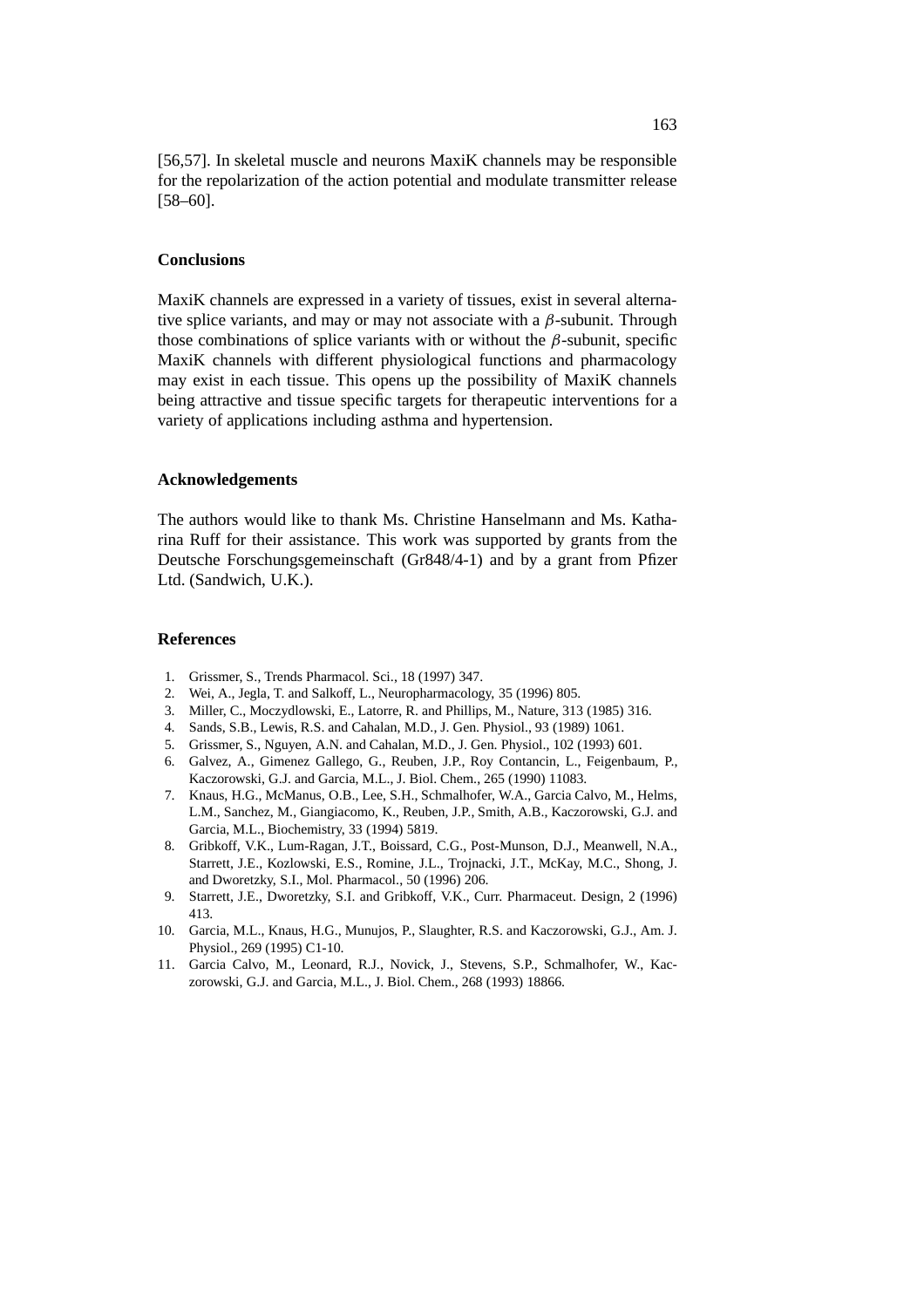[56,57]. In skeletal muscle and neurons MaxiK channels may be responsible for the repolarization of the action potential and modulate transmitter release [58–60].

## Conclusions

MaxiK channels are expressed in a variety of tissues, exist in several alternative splice variants, and may or may not associate with a $\beta$-subunit. Through those combinations of splice variants with or without the $\beta$-subunit, specific MaxiK channels with different physiological functions and pharmacology may exist in each tissue. This opens up the possibility of MaxiK channels being attractive and tissue specific targets for therapeutic interventions for a variety of applications including asthma and hypertension.

## Acknowledgements

The authors would like to thank Ms. Christine Hanselmann and Ms. Katharina Ruff for their assistance. This work was supported by grants from the Deutsche Forschungsgemeinschaft (Gr848/4-1) and by a grant from Pfizer Ltd. (Sandwich, U.K.).

## References

1. Grissmer, S., Trends Pharmacol. Sci., 18 (1997) 347.
2. Wei, A., Jegla, T. and Salkoff, L., Neuropharmacology, 35 (1996) 805.
3. Miller, C., Moczydlowski, E., Latorre, R. and Phillips, M., Nature, 313 (1985) 316.
4. Sands, S.B., Lewis, R.S. and Cahalan, M.D., J. Gen. Physiol., 93 (1989) 1061.
5. Grissmer, S., Nguyen, A.N. and Cahalan, M.D., J. Gen. Physiol., 102 (1993) 601.
6. Galvez, A., Gimenez Gallego, G., Reuben, J.P., Roy Contancin, L., Feigenbaum, P., Kaczorowski, G.J. and Garcia, M.L., J. Biol. Chem., 265 (1990) 11083.
7. Knaus, H.G., McManus, O.B., Lee, S.H., Schmalhofer, W.A., Garcia Calvo, M., Helms, L.M., Sanchez, M., Giangiacomo, K., Reuben, J.P., Smith, A.B., Kaczorowski, G.J. and Garcia, M.L., Biochemistry, 33 (1994) 5819.
8. Gribkoff, V.K., Lum-Ragan, J.T., Boissard, C.G., Post-Munson, D.J., Meanwell, N.A., Starrett, J.E., Kozlowski, E.S., Romine, J.L., Trojnacki, J.T., McKay, M.C., Shong, J. and Dworetzky, S.I., Mol. Pharmacol., 50 (1996) 206.
9. Starrett, J.E., Dworetzky, S.I. and Gribkoff, V.K., Curr. Pharmaceut. Design, 2 (1996) 413.
10. Garcia, M.L., Knaus, H.G., Munujos, P., Slaughter, R.S. and Kaczorowski, G.J., Am. J. Physiol., 269 (1995) C1-10.
11. Garcia Calvo, M., Leonard, R.J., Novick, J., Stevens, S.P., Schmalhofer, W., Kaczorowski, G.J. and Garcia, M.L., J. Biol. Chem., 268 (1993) 18866.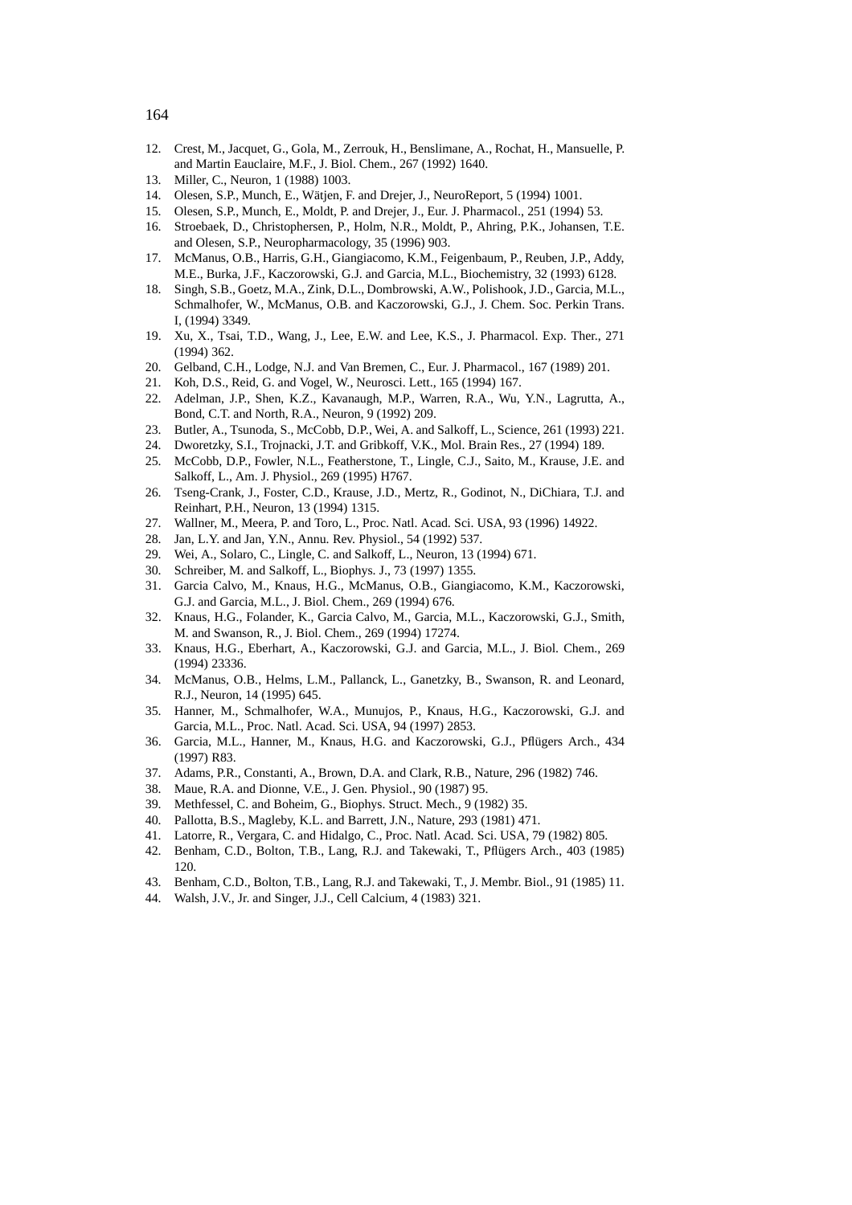12. Crest, M., Jacquet, G., Gola, M., Zerrouk, H., Benslimane, A., Rochat, H., Mansuelle, P. and Martin Eauclaire, M.F., J. Biol. Chem., 267 (1992) 1640.
13. Miller, C., Neuron, 1 (1988) 1003.
14. Olesen, S.P., Munch, E., Wätjen, F. and Drejer, J., NeuroReport, 5 (1994) 1001.
15. Olesen, S.P., Munch, E., Moldt, P. and Drejer, J., Eur. J. Pharmacol., 251 (1994) 53.
16. Stroebaek, D., Christophersen, P., Holm, N.R., Moldt, P., Ahring, P.K., Johansen, T.E. and Olesen, S.P., Neuropharmacology, 35 (1996) 903.
17. McManus, O.B., Harris, G.H., Giangiacomo, K.M., Feigenbaum, P., Reuben, J.P., Addy, M.E., Burka, J.F., Kaczorowski, G.J. and Garcia, M.L., Biochemistry, 32 (1993) 6128.
18. Singh, S.B., Goetz, M.A., Zink, D.L., Dombrowski, A.W., Polishook, J.D., Garcia, M.L., Schmalhofer, W., McManus, O.B. and Kaczorowski, G.J., J. Chem. Soc. Perkin Trans. I, (1994) 3349.
19. Xu, X., Tsai, T.D., Wang, J., Lee, E.W. and Lee, K.S., J. Pharmacol. Exp. Ther., 271 (1994) 362.
20. Gelband, C.H., Lodge, N.J. and Van Bremen, C., Eur. J. Pharmacol., 167 (1989) 201.
21. Koh, D.S., Reid, G. and Vogel, W., Neurosci. Lett., 165 (1994) 167.
22. Adelman, J.P., Shen, K.Z., Kavanaugh, M.P., Warren, R.A., Wu, Y.N., Lagrutta, A., Bond, C.T. and North, R.A., Neuron, 9 (1992) 209.
23. Butler, A., Tsunoda, S., McCobb, D.P., Wei, A. and Salkoff, L., Science, 261 (1993) 221.
24. Dworetzky, S.I., Trojnacki, J.T. and Gribkoff, V.K., Mol. Brain Res., 27 (1994) 189.
25. McCobb, D.P., Fowler, N.L., Featherstone, T., Lingle, C.J., Saito, M., Krause, J.E. and Salkoff, L., Am. J. Physiol., 269 (1995) H767.
26. Tseng-Crank, J., Foster, C.D., Krause, J.D., Mertz, R., Godinot, N., DiChiara, T.J. and Reinhart, P.H., Neuron, 13 (1994) 1315.
27. Wallner, M., Meera, P. and Toro, L., Proc. Natl. Acad. Sci. USA, 93 (1996) 14922.
28. Jan, L.Y. and Jan, Y.N., Annu. Rev. Physiol., 54 (1992) 537.
29. Wei, A., Solaro, C., Lingle, C. and Salkoff, L., Neuron, 13 (1994) 671.
30. Schreiber, M. and Salkoff, L., Biophys. J., 73 (1997) 1355.
31. Garcia Calvo, M., Knaus, H.G., McManus, O.B., Giangiacomo, K.M., Kaczorowski, G.J. and Garcia, M.L., J. Biol. Chem., 269 (1994) 676.
32. Knaus, H.G., Folander, K., Garcia Calvo, M., Garcia, M.L., Kaczorowski, G.J., Smith, M. and Swanson, R., J. Biol. Chem., 269 (1994) 17274.
33. Knaus, H.G., Eberhart, A., Kaczorowski, G.J. and Garcia, M.L., J. Biol. Chem., 269 (1994) 23336.
34. McManus, O.B., Helms, L.M., Pallanck, L., Ganetzky, B., Swanson, R. and Leonard, R.J., Neuron, 14 (1995) 645.
35. Hanner, M., Schmalhofer, W.A., Munujos, P., Knaus, H.G., Kaczorowski, G.J. and Garcia, M.L., Proc. Natl. Acad. Sci. USA, 94 (1997) 2853.
36. Garcia, M.L., Hanner, M., Knaus, H.G. and Kaczorowski, G.J., Pflügers Arch., 434 (1997) R83.
37. Adams, P.R., Constanti, A., Brown, D.A. and Clark, R.B., Nature, 296 (1982) 746.
38. Maue, R.A. and Dionne, V.E., J. Gen. Physiol., 90 (1987) 95.
39. Methfessel, C. and Boheim, G., Biophys. Struct. Mech., 9 (1982) 35.
40. Pallotta, B.S., Magleby, K.L. and Barrett, J.N., Nature, 293 (1981) 471.
41. Latorre, R., Vergara, C. and Hidalgo, C., Proc. Natl. Acad. Sci. USA, 79 (1982) 805.
42. Benham, C.D., Bolton, T.B., Lang, R.J. and Takewaki, T., Pflügers Arch., 403 (1985) 120.
43. Benham, C.D., Bolton, T.B., Lang, R.J. and Takewaki, T., J. Membr. Biol., 91 (1985) 11.
44. Walsh, J.V., Jr. and Singer, J.J., Cell Calcium, 4 (1983) 321.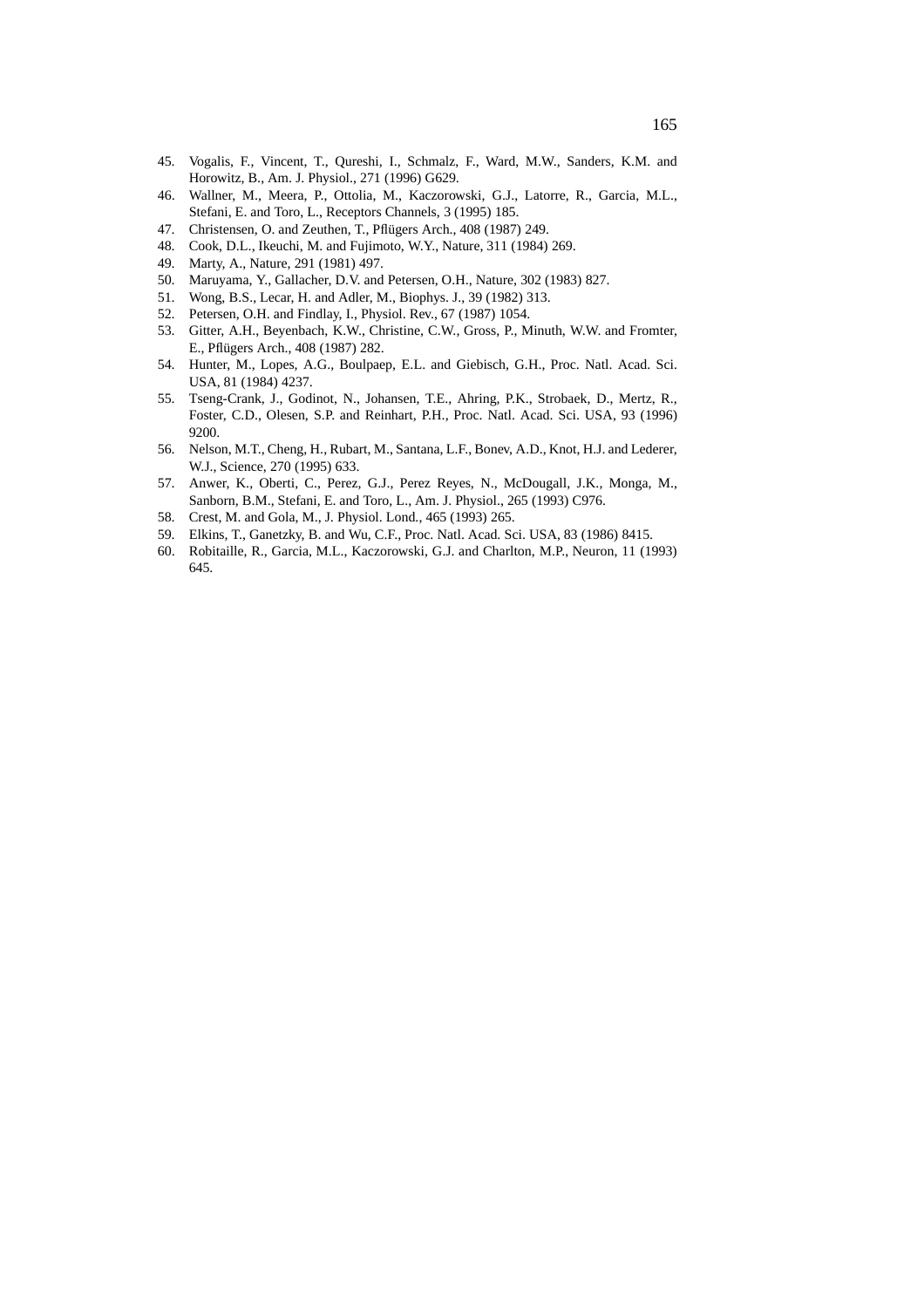45. Vogalis, F., Vincent, T., Qureshi, I., Schmalz, F., Ward, M.W., Sanders, K.M. and Horowitz, B., Am. J. Physiol., 271 (1996) G629.
46. Wallner, M., Meera, P., Ottolia, M., Kaczorowski, G.J., Latorre, R., Garcia, M.L., Stefani, E. and Toro, L., Receptors Channels, 3 (1995) 185.
47. Christensen, O. and Zeuthen, T., Pflügers Arch., 408 (1987) 249.
48. Cook, D.L., Ikeuchi, M. and Fujimoto, W.Y., Nature, 311 (1984) 269.
49. Marty, A., Nature, 291 (1981) 497.
50. Maruyama, Y., Gallacher, D.V. and Petersen, O.H., Nature, 302 (1983) 827.
51. Wong, B.S., Lecar, H. and Adler, M., Biophys. J., 39 (1982) 313.
52. Petersen, O.H. and Findlay, I., Physiol. Rev., 67 (1987) 1054.
53. Gitter, A.H., Beyenbach, K.W., Christine, C.W., Gross, P., Minuth, W.W. and Fromter, E., Pflügers Arch., 408 (1987) 282.
54. Hunter, M., Lopes, A.G., Boulpaep, E.L. and Giebisch, G.H., Proc. Natl. Acad. Sci. USA, 81 (1984) 4237.
55. Tseng-Crank, J., Godinot, N., Johansen, T.E., Ahring, P.K., Strobaek, D., Mertz, R., Foster, C.D., Olesen, S.P. and Reinhart, P.H., Proc. Natl. Acad. Sci. USA, 93 (1996) 9200.
56. Nelson, M.T., Cheng, H., Rubart, M., Santana, L.F., Bonev, A.D., Knot, H.J. and Lederer, W.J., Science, 270 (1995) 633.
57. Anwer, K., Oberti, C., Perez, G.J., Perez Reyes, N., McDougall, J.K., Monga, M., Sanborn, B.M., Stefani, E. and Toro, L., Am. J. Physiol., 265 (1993) C976.
58. Crest, M. and Gola, M., J. Physiol. Lond., 465 (1993) 265.
59. Elkins, T., Ganetzky, B. and Wu, C.F., Proc. Natl. Acad. Sci. USA, 83 (1986) 8415.
60. Robitaille, R., Garcia, M.L., Kaczorowski, G.J. and Charlton, M.P., Neuron, 11 (1993) 645.